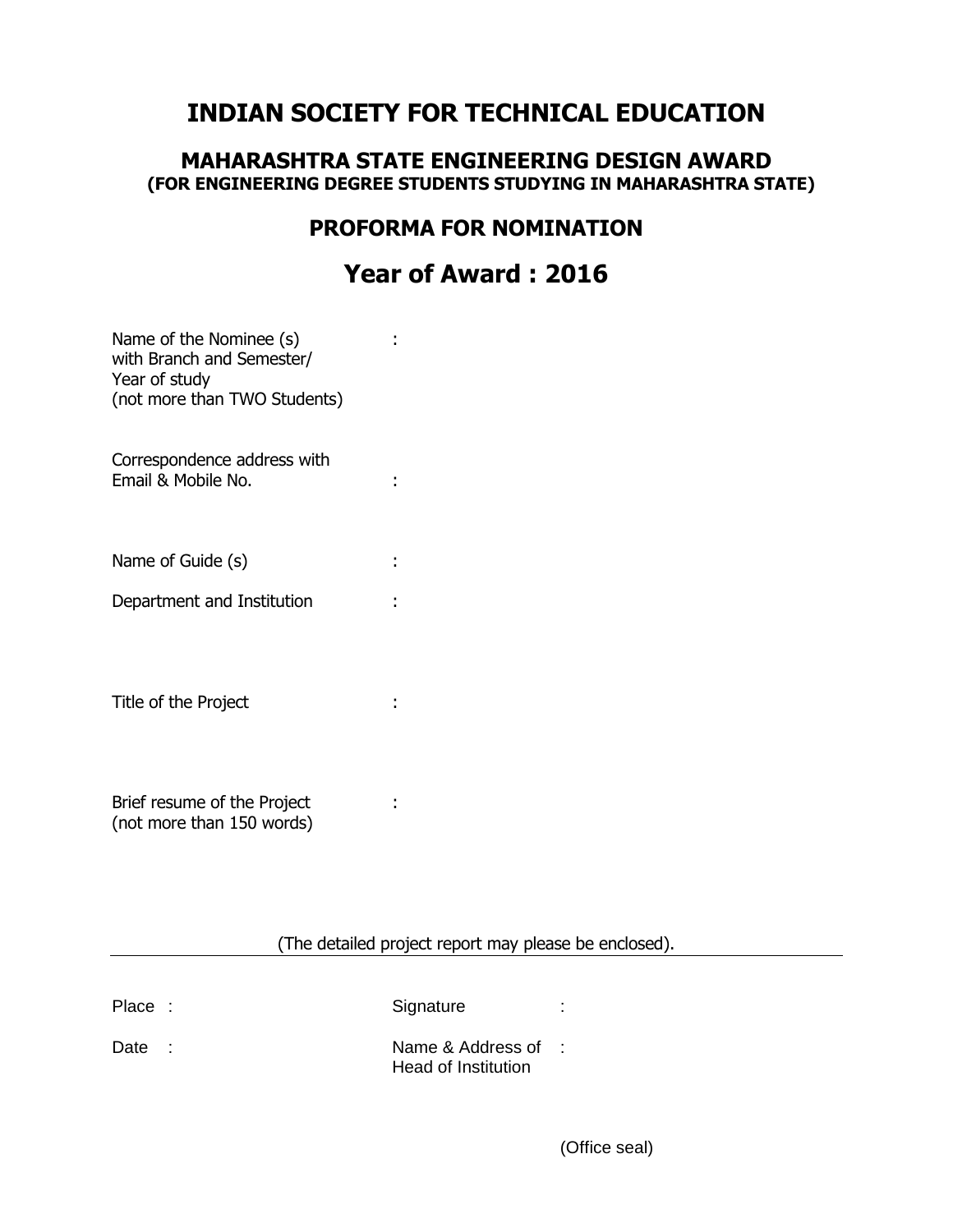# INDIAN SOCIETY FOR TECHNICAL EDUCATION

## MAHARASHTRA STATE ENGINEERING DESIGN AWARD

**(FOR ENGINEERING DEGREE STUDENTS STUDYING IN MAHARASHTRA STATE)**

## PROFORMA FOR NOMINATION

## Year of Award : 2016

Name of the Nominee (s) with Branch and Semester/ Year of study (not more than TWO Students) :

Correspondence address with Email & Mobile No. :

Name of Guide (s) :

Department and Institution :

Title of the Project :

Brief resume of the Project (not more than 150 words) :

(The detailed project report may please be enclosed).

---

Place :

Date :

Signature :

Name & Address of Head of Institution :

(Office seal)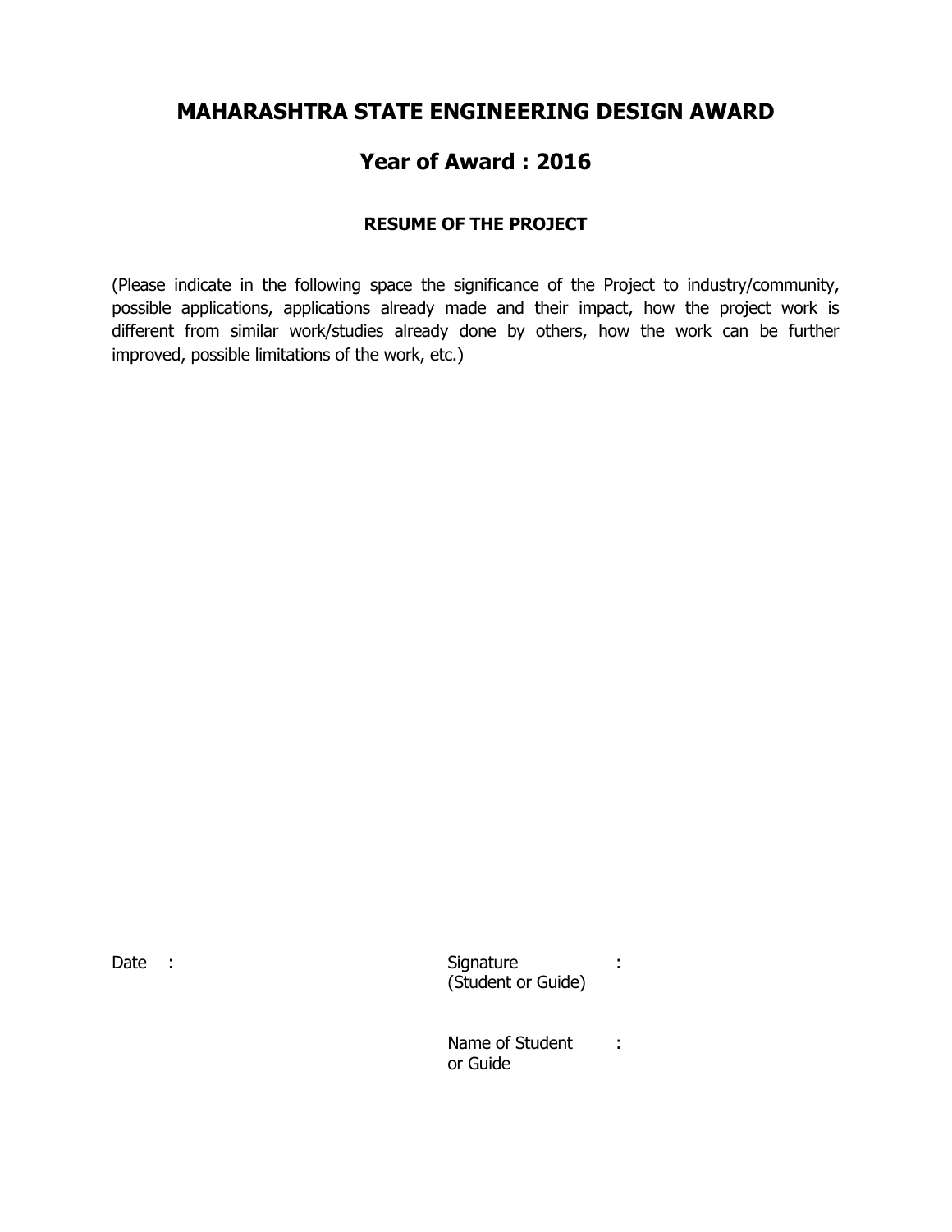# MAHARASHTRA STATE ENGINEERING DESIGN AWARD

## Year of Award : 2016

### RESUME OF THE PROJECT

(Please indicate in the following space the significance of the Project to industry/community, possible applications, applications already made and their impact, how the project work is different from similar work/studies already done by others, how the work can be further improved, possible limitations of the work, etc.)

Date :

Signature (Student or Guide) :

Name of Student or Guide :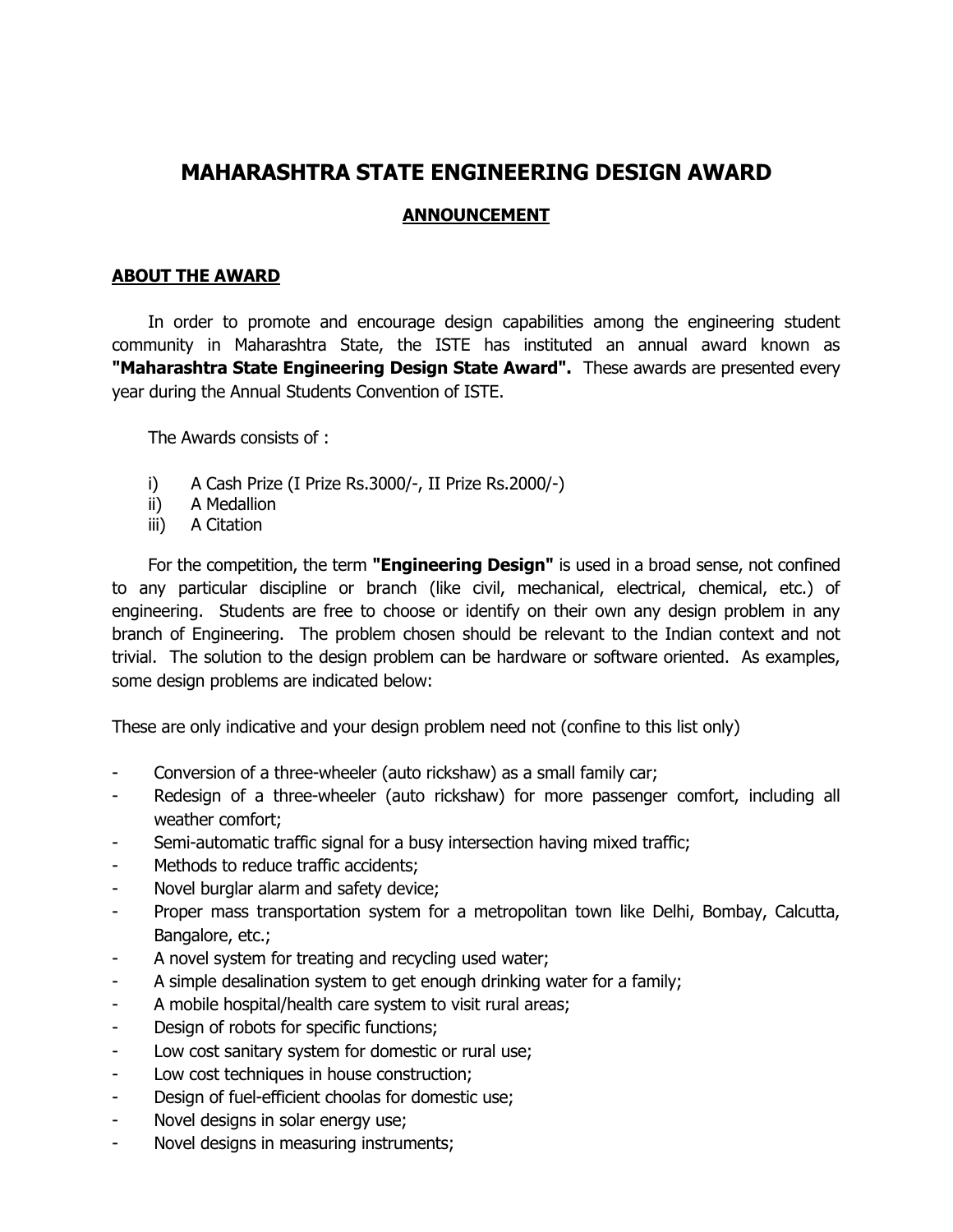# MAHARASHTRA STATE ENGINEERING DESIGN AWARD

## ANNOUNCEMENT

### ABOUT THE AWARD

In order to promote and encourage design capabilities among the engineering student community in Maharashtra State, the ISTE has instituted an annual award known as **"Maharashtra State Engineering Design State Award".** These awards are presented every year during the Annual Students Convention of ISTE.

The Awards consists of :

i) A Cash Prize (I Prize Rs.3000/-, II Prize Rs.2000/-)
ii) A Medallion
iii) A Citation

For the competition, the term **"Engineering Design"** is used in a broad sense, not confined to any particular discipline or branch (like civil, mechanical, electrical, chemical, etc.) of engineering. Students are free to choose or identify on their own any design problem in any branch of Engineering. The problem chosen should be relevant to the Indian context and not trivial. The solution to the design problem can be hardware or software oriented. As examples, some design problems are indicated below:

These are only indicative and your design problem need not (confine to this list only)

- Conversion of a three-wheeler (auto rickshaw) as a small family car;
- Redesign of a three-wheeler (auto rickshaw) for more passenger comfort, including all weather comfort;
- Semi-automatic traffic signal for a busy intersection having mixed traffic;
- Methods to reduce traffic accidents;
- Novel burglar alarm and safety device;
- Proper mass transportation system for a metropolitan town like Delhi, Bombay, Calcutta, Bangalore, etc.;
- A novel system for treating and recycling used water;
- A simple desalination system to get enough drinking water for a family;
- A mobile hospital/health care system to visit rural areas;
- Design of robots for specific functions;
- Low cost sanitary system for domestic or rural use;
- Low cost techniques in house construction;
- Design of fuel-efficient choolas for domestic use;
- Novel designs in solar energy use;
- Novel designs in measuring instruments;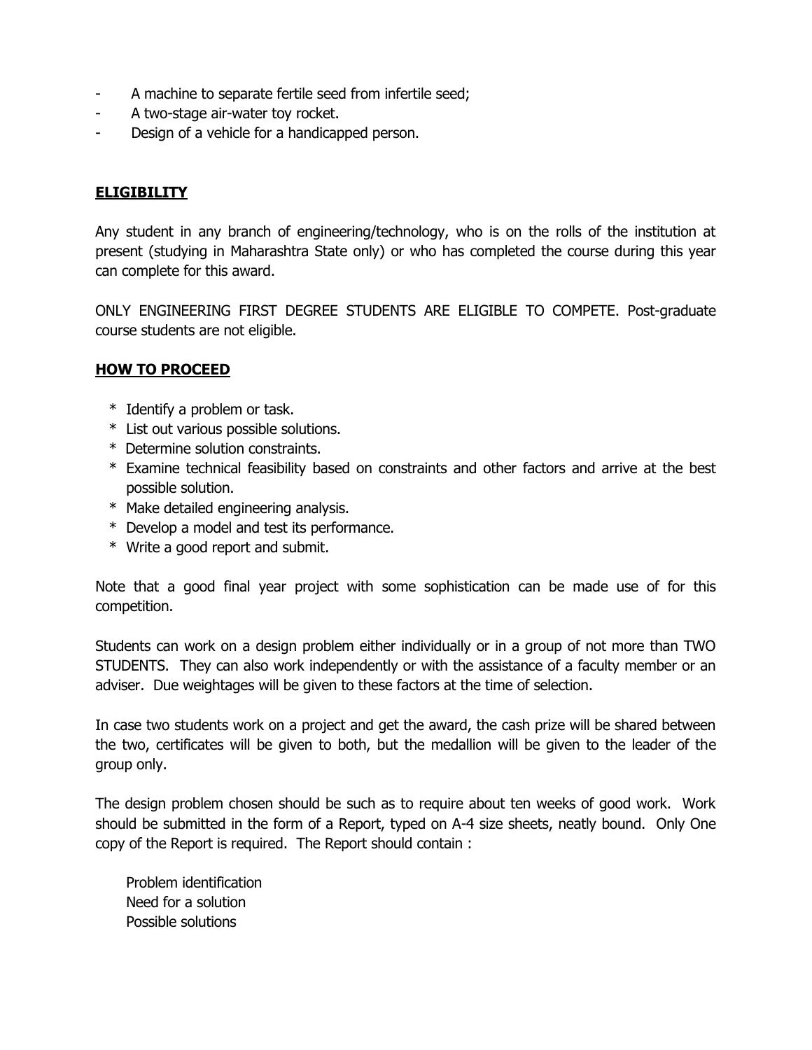- A machine to separate fertile seed from infertile seed;
- A two-stage air-water toy rocket.
- Design of a vehicle for a handicapped person.

## **ELIGIBILITY**

Any student in any branch of engineering/technology, who is on the rolls of the institution at present (studying in Maharashtra State only) or who has completed the course during this year can complete for this award.

ONLY ENGINEERING FIRST DEGREE STUDENTS ARE ELIGIBLE TO COMPETE. Post-graduate course students are not eligible.

## **HOW TO PROCEED**

* Identify a problem or task.
* List out various possible solutions.
* Determine solution constraints.
* Examine technical feasibility based on constraints and other factors and arrive at the best possible solution.
* Make detailed engineering analysis.
* Develop a model and test its performance.
* Write a good report and submit.

Note that a good final year project with some sophistication can be made use of for this competition.

Students can work on a design problem either individually or in a group of not more than TWO STUDENTS. They can also work independently or with the assistance of a faculty member or an adviser. Due weightages will be given to these factors at the time of selection.

In case two students work on a project and get the award, the cash prize will be shared between the two, certificates will be given to both, but the medallion will be given to the leader of the group only.

The design problem chosen should be such as to require about ten weeks of good work. Work should be submitted in the form of a Report, typed on A-4 size sheets, neatly bound. Only One copy of the Report is required. The Report should contain :

Problem identification
Need for a solution
Possible solutions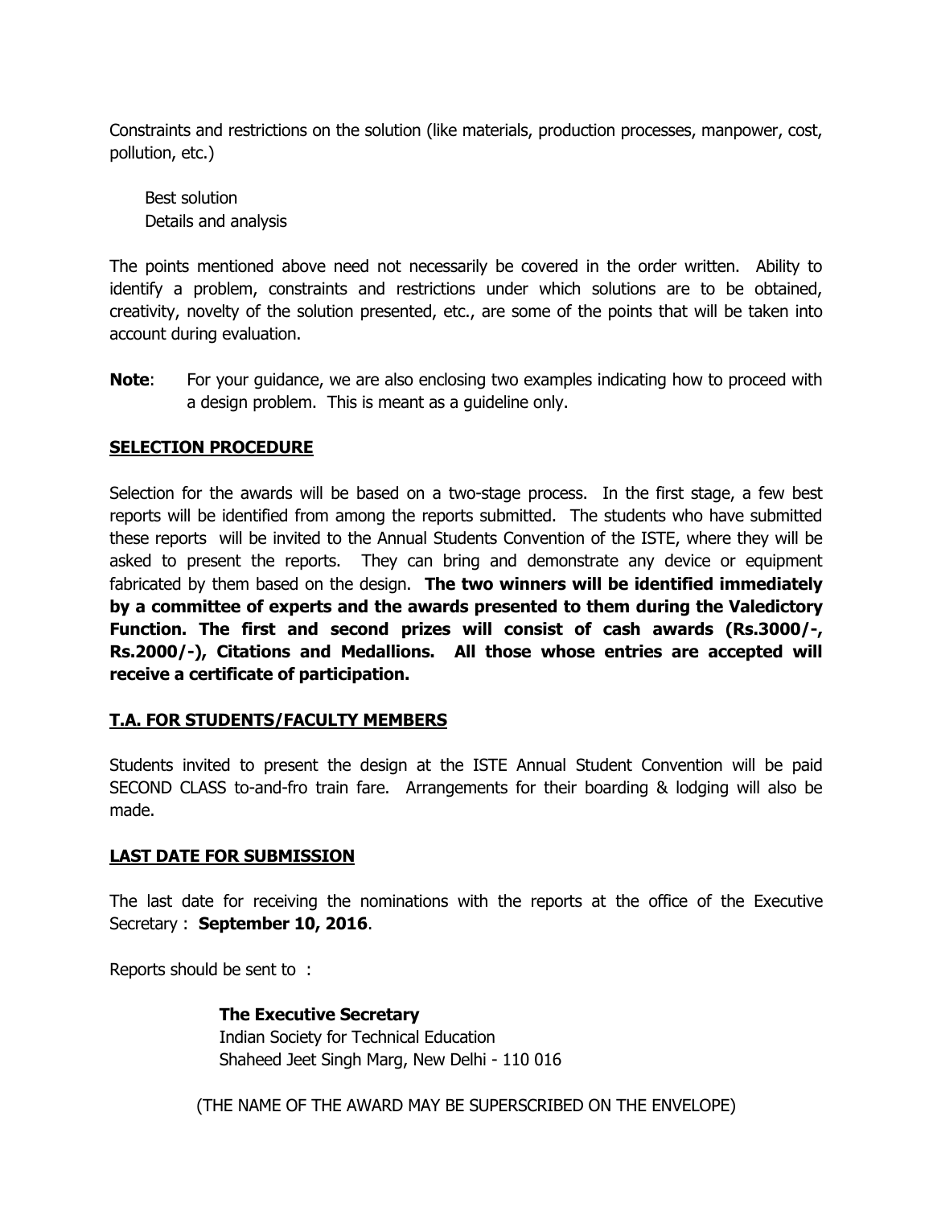Constraints and restrictions on the solution (like materials, production processes, manpower, cost, pollution, etc.)

Best solution
Details and analysis

The points mentioned above need not necessarily be covered in the order written. Ability to identify a problem, constraints and restrictions under which solutions are to be obtained, creativity, novelty of the solution presented, etc., are some of the points that will be taken into account during evaluation.

**Note**: For your guidance, we are also enclosing two examples indicating how to proceed with a design problem. This is meant as a guideline only.

## SELECTION PROCEDURE

Selection for the awards will be based on a two-stage process. In the first stage, a few best reports will be identified from among the reports submitted. The students who have submitted these reports will be invited to the Annual Students Convention of the ISTE, where they will be asked to present the reports. They can bring and demonstrate any device or equipment fabricated by them based on the design. **The two winners will be identified immediately by a committee of experts and the awards presented to them during the Valedictory Function. The first and second prizes will consist of cash awards (Rs.3000/-, Rs.2000/-), Citations and Medallions. All those whose entries are accepted will receive a certificate of participation.**

## T.A. FOR STUDENTS/FACULTY MEMBERS

Students invited to present the design at the ISTE Annual Student Convention will be paid SECOND CLASS to-and-fro train fare. Arrangements for their boarding & lodging will also be made.

## LAST DATE FOR SUBMISSION

The last date for receiving the nominations with the reports at the office of the Executive Secretary : **September 10, 2016**.

Reports should be sent to :

**The Executive Secretary**
Indian Society for Technical Education
Shaheed Jeet Singh Marg, New Delhi - 110 016

(THE NAME OF THE AWARD MAY BE SUPERSCRIBED ON THE ENVELOPE)